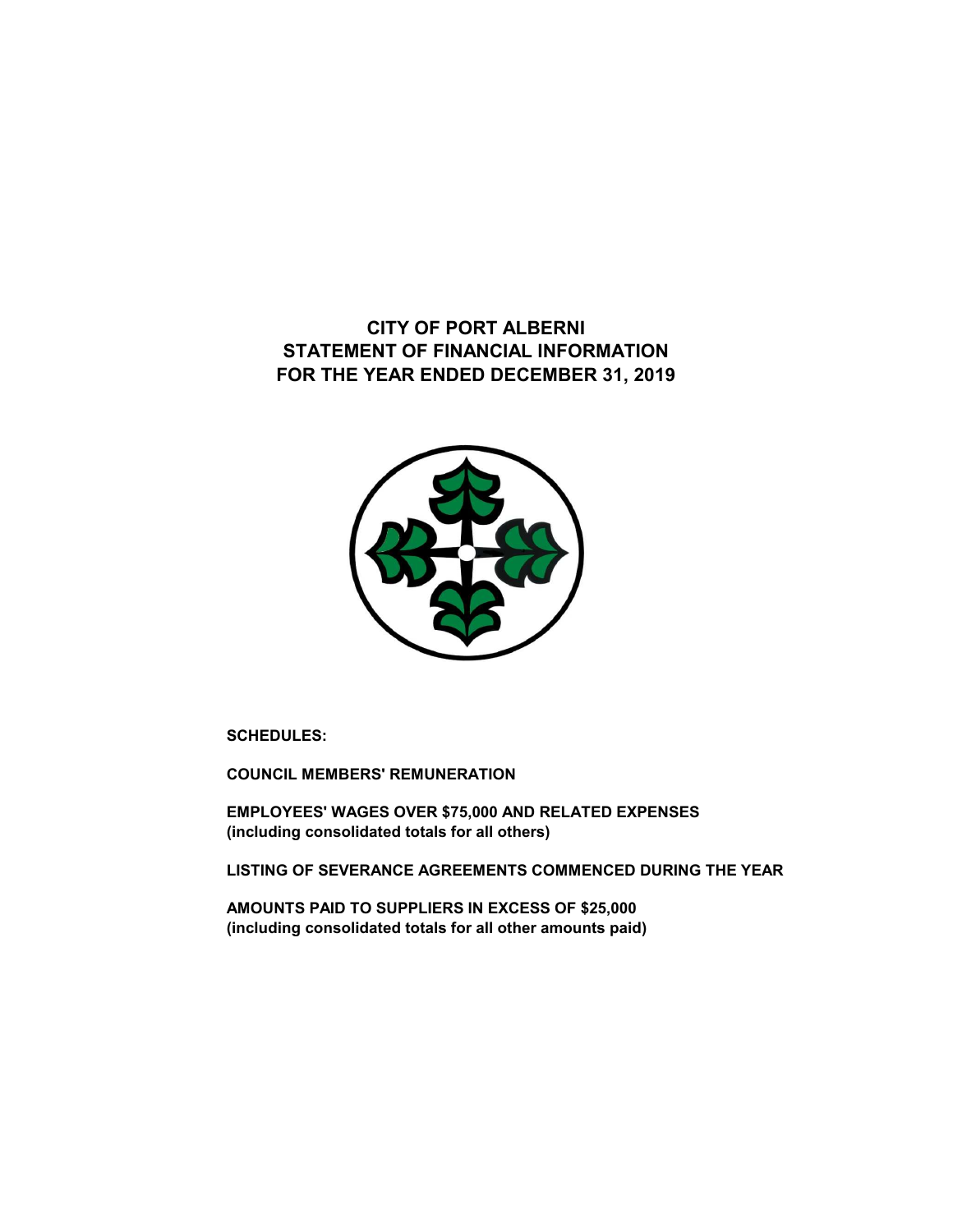# CITY OF PORT ALBERNI
# STATEMENT OF FINANCIAL INFORMATION
# FOR THE YEAR ENDED DECEMBER 31, 2019

**SCHEDULES:**

**COUNCIL MEMBERS' REMUNERATION**

**EMPLOYEES' WAGES OVER $75,000 AND RELATED EXPENSES**
**(including consolidated totals for all others)**

**LISTING OF SEVERANCE AGREEMENTS COMMENCED DURING THE YEAR**

**AMOUNTS PAID TO SUPPLIERS IN EXCESS OF $25,000**
**(including consolidated totals for all other amounts paid)**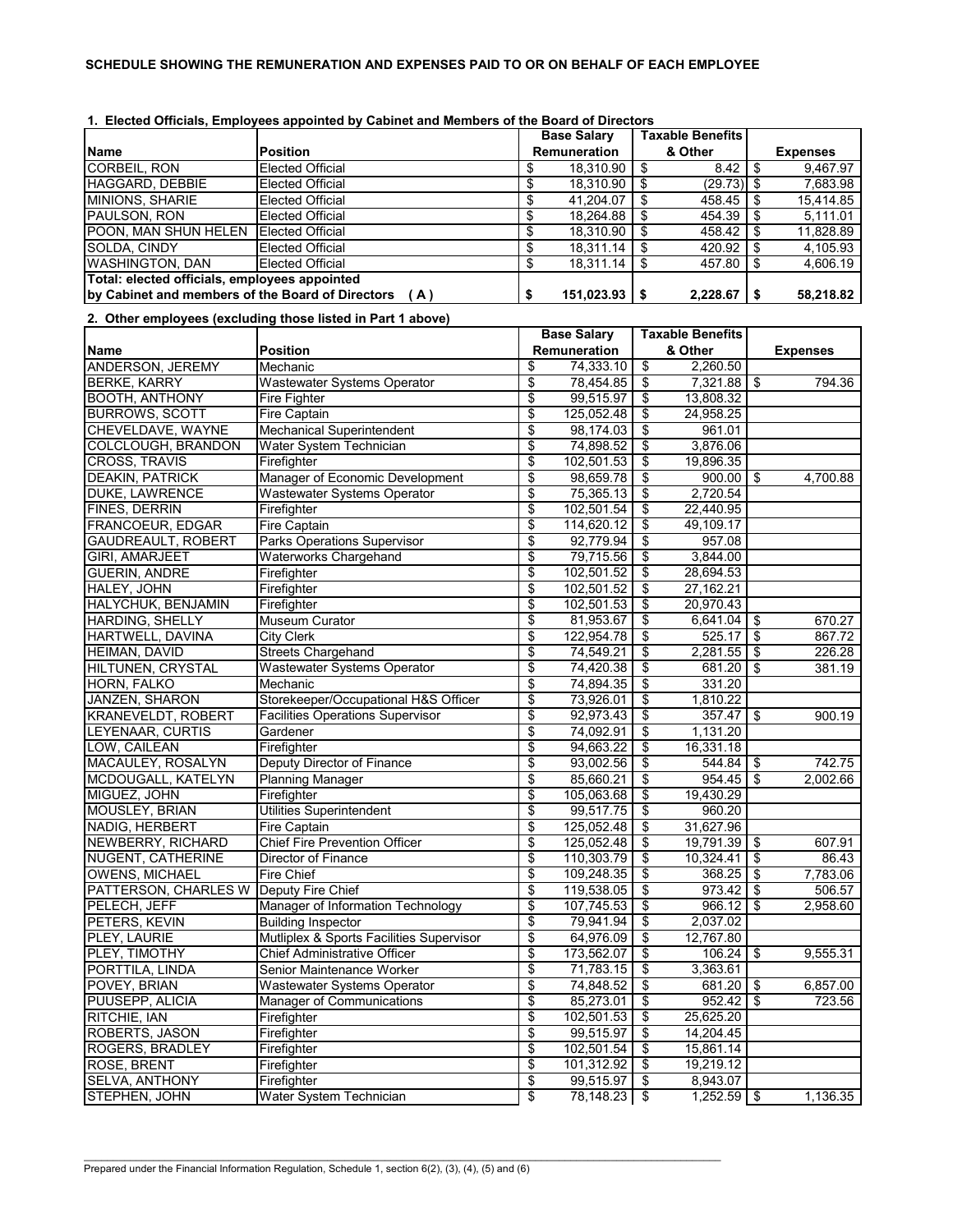**SCHEDULE SHOWING THE REMUNERATION AND EXPENSES PAID TO OR ON BEHALF OF EACH EMPLOYEE**

**1. Elected Officials, Employees appointed by Cabinet and Members of the Board of Directors**

| Name | Position | Base Salary Remuneration | Taxable Benefits & Other | Expenses |
|---|---|---|---|---|
| CORBEIL, RON | Elected Official | $ 18,310.90 | $ 8.42 | $ 9,467.97 |
| HAGGARD, DEBBIE | Elected Official | $ 18,310.90 | $ (29.73) | $ 7,683.98 |
| MINIONS, SHARIE | Elected Official | $ 41,204.07 | $ 458.45 | $ 15,414.85 |
| PAULSON, RON | Elected Official | $ 18,264.88 | $ 454.39 | $ 5,111.01 |
| POON, MAN SHUN HELEN | Elected Official | $ 18,310.90 | $ 458.42 | $ 11,828.89 |
| SOLDA, CINDY | Elected Official | $ 18,311.14 | $ 420.92 | $ 4,105.93 |
| WASHINGTON, DAN | Elected Official | $ 18,311.14 | $ 457.80 | $ 4,606.19 |
| **Total: elected officials, employees appointed by Cabinet and members of the Board of Directors (A)** | | **$ 151,023.93** | **$ 2,228.67** | **$ 58,218.82** |

**2. Other employees (excluding those listed in Part 1 above)**

| Name | Position | Base Salary Remuneration | Taxable Benefits & Other | Expenses |
|---|---|---|---|---|
| ANDERSON, JEREMY | Mechanic | $ 74,333.10 | $ 2,260.50 | |
| BERKE, KARRY | Wastewater Systems Operator | $ 78,454.85 | $ 7,321.88 | $ 794.36 |
| BOOTH, ANTHONY | Fire Fighter | $ 99,515.97 | $ 13,808.32 | |
| BURROWS, SCOTT | Fire Captain | $ 125,052.48 | $ 24,958.25 | |
| CHEVELDAVE, WAYNE | Mechanical Superintendent | $ 98,174.03 | $ 961.01 | |
| COLCLOUGH, BRANDON | Water System Technician | $ 74,898.52 | $ 3,876.06 | |
| CROSS, TRAVIS | Firefighter | $ 102,501.53 | $ 19,896.35 | |
| DEAKIN, PATRICK | Manager of Economic Development | $ 98,659.78 | $ 900.00 | $ 4,700.88 |
| DUKE, LAWRENCE | Wastewater Systems Operator | $ 75,365.13 | $ 2,720.54 | |
| FINES, DERRIN | Firefighter | $ 102,501.54 | $ 22,440.95 | |
| FRANCOEUR, EDGAR | Fire Captain | $ 114,620.12 | $ 49,109.17 | |
| GAUDREAULT, ROBERT | Parks Operations Supervisor | $ 92,779.94 | $ 957.08 | |
| GIRI, AMARJEET | Waterworks Chargehand | $ 79,715.56 | $ 3,844.00 | |
| GUERIN, ANDRE | Firefighter | $ 102,501.52 | $ 28,694.53 | |
| HALEY, JOHN | Firefighter | $ 102,501.52 | $ 27,162.21 | |
| HALYCHUK, BENJAMIN | Firefighter | $ 102,501.53 | $ 20,970.43 | |
| HARDING, SHELLY | Museum Curator | $ 81,953.67 | $ 6,641.04 | $ 670.27 |
| HARTWELL, DAVINA | City Clerk | $ 122,954.78 | $ 525.17 | $ 867.72 |
| HEIMAN, DAVID | Streets Chargehand | $ 74,549.21 | $ 2,281.55 | $ 226.28 |
| HILTUNEN, CRYSTAL | Wastewater Systems Operator | $ 74,420.38 | $ 681.20 | $ 381.19 |
| HORN, FALKO | Mechanic | $ 74,894.35 | $ 331.20 | |
| JANZEN, SHARON | Storekeeper/Occupational H&S Officer | $ 73,926.01 | $ 1,810.22 | |
| KRANEVELDT, ROBERT | Facilities Operations Supervisor | $ 92,973.43 | $ 357.47 | $ 900.19 |
| LEYENAAR, CURTIS | Gardener | $ 74,092.91 | $ 1,131.20 | |
| LOW, CAILEAN | Firefighter | $ 94,663.22 | $ 16,331.18 | |
| MACAULEY, ROSALYN | Deputy Director of Finance | $ 93,002.56 | $ 544.84 | $ 742.75 |
| MCDOUGALL, KATELYN | Planning Manager | $ 85,660.21 | $ 954.45 | $ 2,002.66 |
| MIGUEZ, JOHN | Firefighter | $ 105,063.68 | $ 19,430.29 | |
| MOUSLEY, BRIAN | Utilities Superintendent | $ 99,517.75 | $ 960.20 | |
| NADIG, HERBERT | Fire Captain | $ 125,052.48 | $ 31,627.96 | |
| NEWBERRY, RICHARD | Chief Fire Prevention Officer | $ 125,052.48 | $ 19,791.39 | $ 607.91 |
| NUGENT, CATHERINE | Director of Finance | $ 110,303.79 | $ 10,324.41 | $ 86.43 |
| OWENS, MICHAEL | Fire Chief | $ 109,248.35 | $ 368.25 | $ 7,783.06 |
| PATTERSON, CHARLES W | Deputy Fire Chief | $ 119,538.05 | $ 973.42 | $ 506.57 |
| PELECH, JEFF | Manager of Information Technology | $ 107,745.53 | $ 966.12 | $ 2,958.60 |
| PETERS, KEVIN | Building Inspector | $ 79,941.94 | $ 2,037.02 | |
| PLEY, LAURIE | Mutliplex & Sports Facilities Supervisor | $ 64,976.09 | $ 12,767.80 | |
| PLEY, TIMOTHY | Chief Administrative Officer | $ 173,562.07 | $ 106.24 | $ 9,555.31 |
| PORTTILA, LINDA | Senior Maintenance Worker | $ 71,783.15 | $ 3,363.61 | |
| POVEY, BRIAN | Wastewater Systems Operator | $ 74,848.52 | $ 681.20 | $ 6,857.00 |
| PUUSEPP, ALICIA | Manager of Communications | $ 85,273.01 | $ 952.42 | $ 723.56 |
| RITCHIE, IAN | Firefighter | $ 102,501.53 | $ 25,625.20 | |
| ROBERTS, JASON | Firefighter | $ 99,515.97 | $ 14,204.45 | |
| ROGERS, BRADLEY | Firefighter | $ 102,501.54 | $ 15,861.14 | |
| ROSE, BRENT | Firefighter | $ 101,312.92 | $ 19,219.12 | |
| SELVA, ANTHONY | Firefighter | $ 99,515.97 | $ 8,943.07 | |
| STEPHEN, JOHN | Water System Technician | $ 78,148.23 | $ 1,252.59 | $ 1,136.35 |

Prepared under the Financial Information Regulation, Schedule 1, section 6(2), (3), (4), (5) and (6)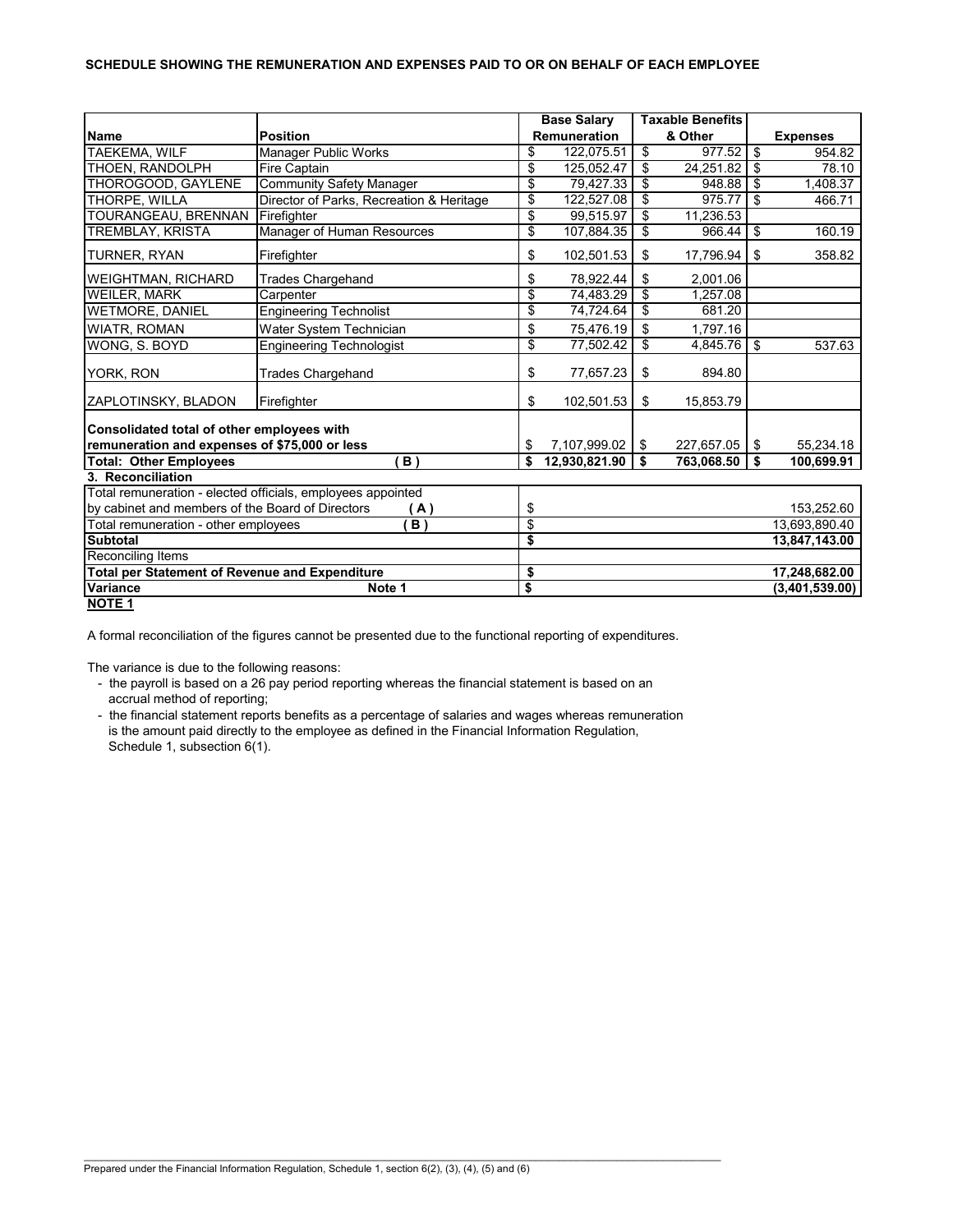**SCHEDULE SHOWING THE REMUNERATION AND EXPENSES PAID TO OR ON BEHALF OF EACH EMPLOYEE**

| Name | Position | Base Salary Remuneration | Taxable Benefits & Other | Expenses |
|---|---|---|---|---|
| TAEKEMA, WILF | Manager Public Works | $ 122,075.51 | $ 977.52 | $ 954.82 |
| THOEN, RANDOLPH | Fire Captain | $ 125,052.47 | $ 24,251.82 | $ 78.10 |
| THOROGOOD, GAYLENE | Community Safety Manager | $ 79,427.33 | $ 948.88 | $ 1,408.37 |
| THORPE, WILLA | Director of Parks, Recreation & Heritage | $ 122,527.08 | $ 975.77 | $ 466.71 |
| TOURANGEAU, BRENNAN | Firefighter | $ 99,515.97 | $ 11,236.53 | |
| TREMBLAY, KRISTA | Manager of Human Resources | $ 107,884.35 | $ 966.44 | $ 160.19 |
| TURNER, RYAN | Firefighter | $ 102,501.53 | $ 17,796.94 | $ 358.82 |
| WEIGHTMAN, RICHARD | Trades Chargehand | $ 78,922.44 | $ 2,001.06 | |
| WEILER, MARK | Carpenter | $ 74,483.29 | $ 1,257.08 | |
| WETMORE, DANIEL | Engineering Technolist | $ 74,724.64 | $ 681.20 | |
| WIATR, ROMAN | Water System Technician | $ 75,476.19 | $ 1,797.16 | |
| WONG, S. BOYD | Engineering Technologist | $ 77,502.42 | $ 4,845.76 | $ 537.63 |
| YORK, RON | Trades Chargehand | $ 77,657.23 | $ 894.80 | |
| ZAPLOTINSKY, BLADON | Firefighter | $ 102,501.53 | $ 15,853.79 | |
| **Consolidated total of other employees with remuneration and expenses of $75,000 or less** | | $ 7,107,999.02 | $ 227,657.05 | $ 55,234.18 |
| **Total: Other Employees** | **( B )** | **$ 12,930,821.90** | **$ 763,068.50** | **$ 100,699.91** |

| **3. Reconciliation** | |
|---|---|
| Total remuneration - elected officials, employees appointed by cabinet and members of the Board of Directors **( A )** | $ 153,252.60 |
| Total remuneration - other employees **( B )** | $ 13,693,890.40 |
| **Subtotal** | **$ 13,847,143.00** |
| Reconciling Items | |
| **Total per Statement of Revenue and Expenditure** | **$ 17,248,682.00** |
| **Variance** **Note 1** | **$ (3,401,539.00)** |

**NOTE 1**

A formal reconciliation of the figures cannot be presented due to the functional reporting of expenditures.

The variance is due to the following reasons:

- the payroll is based on a 26 pay period reporting whereas the financial statement is based on an accrual method of reporting;
- the financial statement reports benefits as a percentage of salaries and wages whereas remuneration is the amount paid directly to the employee as defined in the Financial Information Regulation, Schedule 1, subsection 6(1).

Prepared under the Financial Information Regulation, Schedule 1, section 6(2), (3), (4), (5) and (6)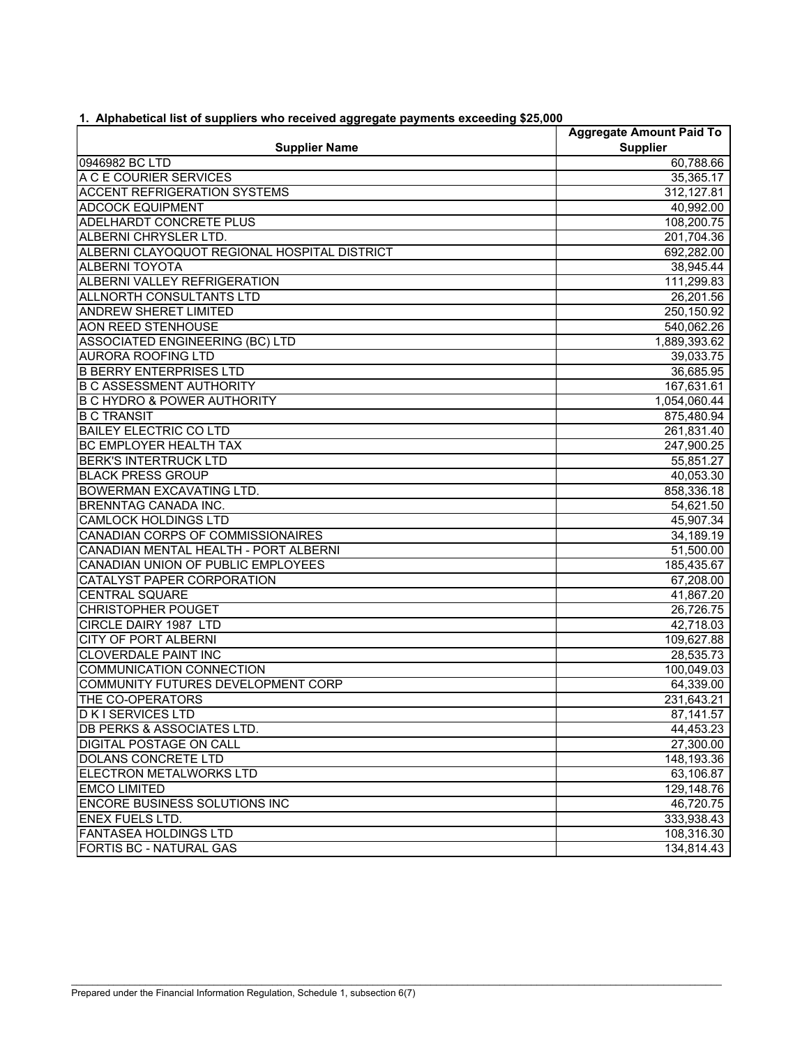**1. Alphabetical list of suppliers who received aggregate payments exceeding $25,000**

| Supplier Name | Aggregate Amount Paid To Supplier |
|---|---|
| 0946982 BC LTD | 60,788.66 |
| A C E COURIER SERVICES | 35,365.17 |
| ACCENT REFRIGERATION SYSTEMS | 312,127.81 |
| ADCOCK EQUIPMENT | 40,992.00 |
| ADELHARDT CONCRETE PLUS | 108,200.75 |
| ALBERNI CHRYSLER LTD. | 201,704.36 |
| ALBERNI CLAYOQUOT REGIONAL HOSPITAL DISTRICT | 692,282.00 |
| ALBERNI TOYOTA | 38,945.44 |
| ALBERNI VALLEY REFRIGERATION | 111,299.83 |
| ALLNORTH CONSULTANTS LTD | 26,201.56 |
| ANDREW SHERET LIMITED | 250,150.92 |
| AON REED STENHOUSE | 540,062.26 |
| ASSOCIATED ENGINEERING (BC) LTD | 1,889,393.62 |
| AURORA ROOFING LTD | 39,033.75 |
| B BERRY ENTERPRISES LTD | 36,685.95 |
| B C ASSESSMENT AUTHORITY | 167,631.61 |
| B C HYDRO & POWER AUTHORITY | 1,054,060.44 |
| B C TRANSIT | 875,480.94 |
| BAILEY ELECTRIC CO LTD | 261,831.40 |
| BC EMPLOYER HEALTH TAX | 247,900.25 |
| BERK'S INTERTRUCK LTD | 55,851.27 |
| BLACK PRESS GROUP | 40,053.30 |
| BOWERMAN EXCAVATING LTD. | 858,336.18 |
| BRENNTAG CANADA INC. | 54,621.50 |
| CAMLOCK HOLDINGS LTD | 45,907.34 |
| CANADIAN CORPS OF COMMISSIONAIRES | 34,189.19 |
| CANADIAN MENTAL HEALTH - PORT ALBERNI | 51,500.00 |
| CANADIAN UNION OF PUBLIC EMPLOYEES | 185,435.67 |
| CATALYST PAPER CORPORATION | 67,208.00 |
| CENTRAL SQUARE | 41,867.20 |
| CHRISTOPHER POUGET | 26,726.75 |
| CIRCLE DAIRY 1987 LTD | 42,718.03 |
| CITY OF PORT ALBERNI | 109,627.88 |
| CLOVERDALE PAINT INC | 28,535.73 |
| COMMUNICATION CONNECTION | 100,049.03 |
| COMMUNITY FUTURES DEVELOPMENT CORP | 64,339.00 |
| THE CO-OPERATORS | 231,643.21 |
| D K I SERVICES LTD | 87,141.57 |
| DB PERKS & ASSOCIATES LTD. | 44,453.23 |
| DIGITAL POSTAGE ON CALL | 27,300.00 |
| DOLANS CONCRETE LTD | 148,193.36 |
| ELECTRON METALWORKS LTD | 63,106.87 |
| EMCO LIMITED | 129,148.76 |
| ENCORE BUSINESS SOLUTIONS INC | 46,720.75 |
| ENEX FUELS LTD. | 333,938.43 |
| FANTASEA HOLDINGS LTD | 108,316.30 |
| FORTIS BC - NATURAL GAS | 134,814.43 |

Prepared under the Financial Information Regulation, Schedule 1, subsection 6(7)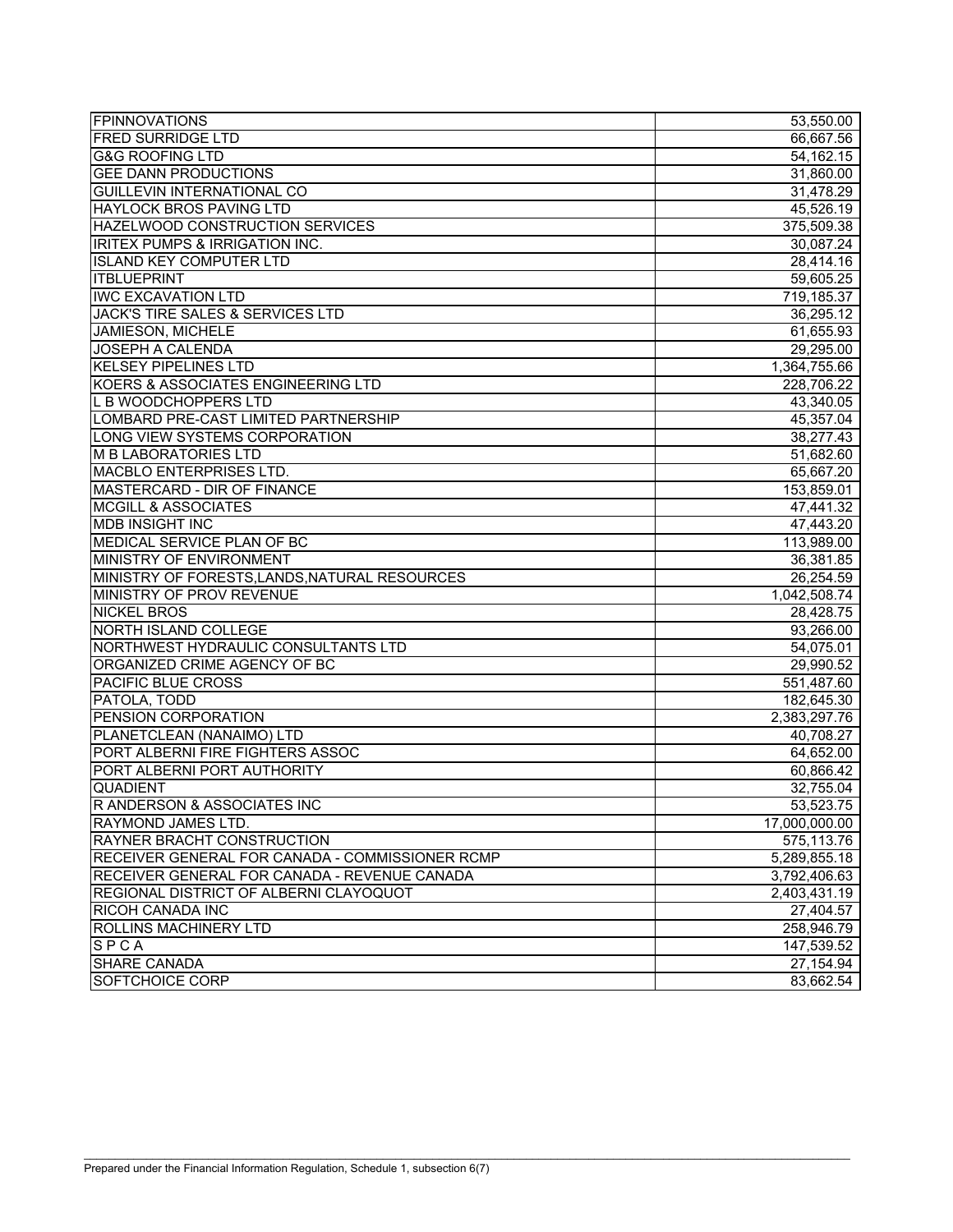| | |
|---|---|
| FPINNOVATIONS | 53,550.00 |
| FRED SURRIDGE LTD | 66,667.56 |
| G&G ROOFING LTD | 54,162.15 |
| GEE DANN PRODUCTIONS | 31,860.00 |
| GUILLEVIN INTERNATIONAL CO | 31,478.29 |
| HAYLOCK BROS PAVING LTD | 45,526.19 |
| HAZELWOOD CONSTRUCTION SERVICES | 375,509.38 |
| IRITEX PUMPS & IRRIGATION INC. | 30,087.24 |
| ISLAND KEY COMPUTER LTD | 28,414.16 |
| ITBLUEPRINT | 59,605.25 |
| IWC EXCAVATION LTD | 719,185.37 |
| JACK'S TIRE SALES & SERVICES LTD | 36,295.12 |
| JAMIESON, MICHELE | 61,655.93 |
| JOSEPH A CALENDA | 29,295.00 |
| KELSEY PIPELINES LTD | 1,364,755.66 |
| KOERS & ASSOCIATES ENGINEERING LTD | 228,706.22 |
| L B WOODCHOPPERS LTD | 43,340.05 |
| LOMBARD PRE-CAST LIMITED PARTNERSHIP | 45,357.04 |
| LONG VIEW SYSTEMS CORPORATION | 38,277.43 |
| M B LABORATORIES LTD | 51,682.60 |
| MACBLO ENTERPRISES LTD. | 65,667.20 |
| MASTERCARD - DIR OF FINANCE | 153,859.01 |
| MCGILL & ASSOCIATES | 47,441.32 |
| MDB INSIGHT INC | 47,443.20 |
| MEDICAL SERVICE PLAN OF BC | 113,989.00 |
| MINISTRY OF ENVIRONMENT | 36,381.85 |
| MINISTRY OF FORESTS,LANDS,NATURAL RESOURCES | 26,254.59 |
| MINISTRY OF PROV REVENUE | 1,042,508.74 |
| NICKEL BROS | 28,428.75 |
| NORTH ISLAND COLLEGE | 93,266.00 |
| NORTHWEST HYDRAULIC CONSULTANTS LTD | 54,075.01 |
| ORGANIZED CRIME AGENCY OF BC | 29,990.52 |
| PACIFIC BLUE CROSS | 551,487.60 |
| PATOLA, TODD | 182,645.30 |
| PENSION CORPORATION | 2,383,297.76 |
| PLANETCLEAN (NANAIMO) LTD | 40,708.27 |
| PORT ALBERNI FIRE FIGHTERS ASSOC | 64,652.00 |
| PORT ALBERNI PORT AUTHORITY | 60,866.42 |
| QUADIENT | 32,755.04 |
| R ANDERSON & ASSOCIATES INC | 53,523.75 |
| RAYMOND JAMES LTD. | 17,000,000.00 |
| RAYNER BRACHT CONSTRUCTION | 575,113.76 |
| RECEIVER GENERAL FOR CANADA - COMMISSIONER RCMP | 5,289,855.18 |
| RECEIVER GENERAL FOR CANADA - REVENUE CANADA | 3,792,406.63 |
| REGIONAL DISTRICT OF ALBERNI CLAYOQUOT | 2,403,431.19 |
| RICOH CANADA INC | 27,404.57 |
| ROLLINS MACHINERY LTD | 258,946.79 |
| S P C A | 147,539.52 |
| SHARE CANADA | 27,154.94 |
| SOFTCHOICE CORP | 83,662.54 |

Prepared under the Financial Information Regulation, Schedule 1, subsection 6(7)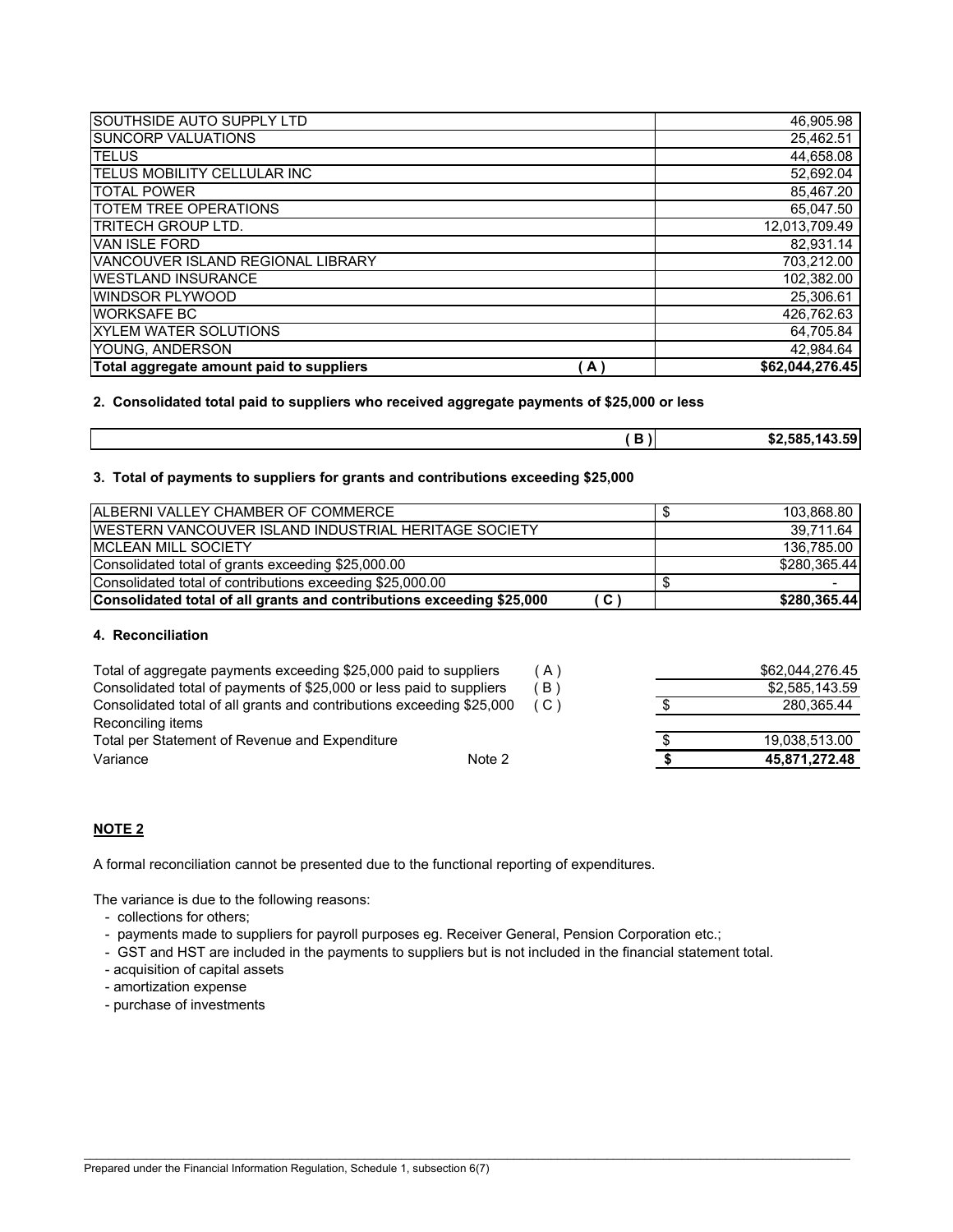| | | |
|---|---|---|
| SOUTHSIDE AUTO SUPPLY LTD | | 46,905.98 |
| SUNCORP VALUATIONS | | 25,462.51 |
| TELUS | | 44,658.08 |
| TELUS MOBILITY CELLULAR INC | | 52,692.04 |
| TOTAL POWER | | 85,467.20 |
| TOTEM TREE OPERATIONS | | 65,047.50 |
| TRITECH GROUP LTD. | | 12,013,709.49 |
| VAN ISLE FORD | | 82,931.14 |
| VANCOUVER ISLAND REGIONAL LIBRARY | | 703,212.00 |
| WESTLAND INSURANCE | | 102,382.00 |
| WINDSOR PLYWOOD | | 25,306.61 |
| WORKSAFE BC | | 426,762.63 |
| XYLEM WATER SOLUTIONS | | 64,705.84 |
| YOUNG, ANDERSON | | 42,984.64 |
| **Total aggregate amount paid to suppliers** | **( A )** | **$62,044,276.45** |

**2. Consolidated total paid to suppliers who received aggregate payments of $25,000 or less**

| | | |
|---|---|---|
| | **( B )** | **$2,585,143.59** |

**3. Total of payments to suppliers for grants and contributions exceeding $25,000**

| | | |
|---|---|---|
| ALBERNI VALLEY CHAMBER OF COMMERCE | | $ 103,868.80 |
| WESTERN VANCOUVER ISLAND INDUSTRIAL HERITAGE SOCIETY | | 39,711.64 |
| MCLEAN MILL SOCIETY | | 136,785.00 |
| Consolidated total of grants exceeding $25,000.00 | | $280,365.44 |
| Consolidated total of contributions exceeding $25,000.00 | | $ - |
| **Consolidated total of all grants and contributions exceeding $25,000** | **( C )** | **$280,365.44** |

**4. Reconciliation**

| | | |
|---|---|---|
| Total of aggregate payments exceeding $25,000 paid to suppliers | ( A ) | $62,044,276.45 |
| Consolidated total of payments of $25,000 or less paid to suppliers | ( B ) | $2,585,143.59 |
| Consolidated total of all grants and contributions exceeding $25,000 | ( C ) | $ 280,365.44 |
| Reconciling items | | |
| Total per Statement of Revenue and Expenditure | | $ 19,038,513.00 |
| Variance | Note 2 | **$ 45,871,272.48** |

**NOTE 2**

A formal reconciliation cannot be presented due to the functional reporting of expenditures.

The variance is due to the following reasons:

- collections for others;
- payments made to suppliers for payroll purposes eg. Receiver General, Pension Corporation etc.;
- GST and HST are included in the payments to suppliers but is not included in the financial statement total.
- acquisition of capital assets
- amortization expense
- purchase of investments

Prepared under the Financial Information Regulation, Schedule 1, subsection 6(7)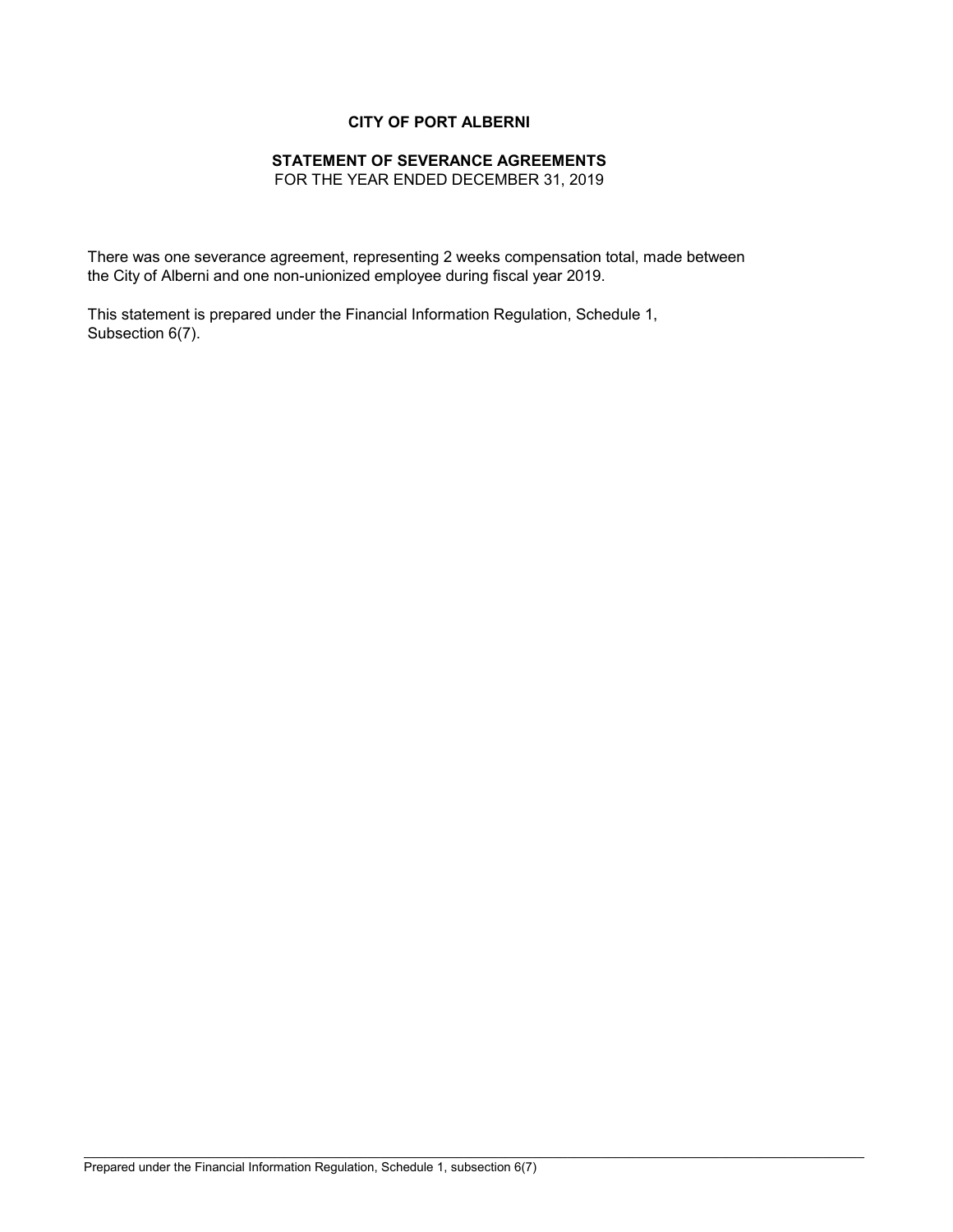# CITY OF PORT ALBERNI

## STATEMENT OF SEVERANCE AGREEMENTS

FOR THE YEAR ENDED DECEMBER 31, 2019

There was one severance agreement, representing 2 weeks compensation total, made between the City of Alberni and one non-unionized employee during fiscal year 2019.

This statement is prepared under the Financial Information Regulation, Schedule 1, Subsection 6(7).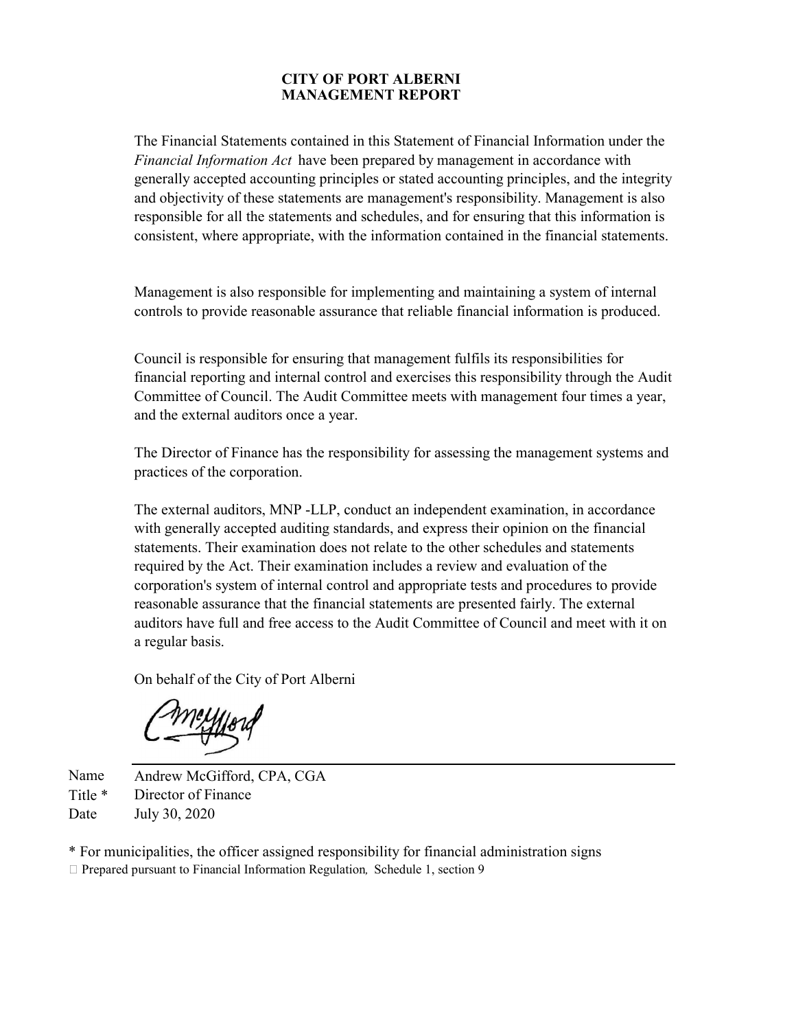# CITY OF PORT ALBERNI
# MANAGEMENT REPORT

The Financial Statements contained in this Statement of Financial Information under the *Financial Information Act* have been prepared by management in accordance with generally accepted accounting principles or stated accounting principles, and the integrity and objectivity of these statements are management's responsibility. Management is also responsible for all the statements and schedules, and for ensuring that this information is consistent, where appropriate, with the information contained in the financial statements.

Management is also responsible for implementing and maintaining a system of internal controls to provide reasonable assurance that reliable financial information is produced.

Council is responsible for ensuring that management fulfils its responsibilities for financial reporting and internal control and exercises this responsibility through the Audit Committee of Council. The Audit Committee meets with management four times a year, and the external auditors once a year.

The Director of Finance has the responsibility for assessing the management systems and practices of the corporation.

The external auditors, MNP -LLP, conduct an independent examination, in accordance with generally accepted auditing standards, and express their opinion on the financial statements. Their examination does not relate to the other schedules and statements required by the Act. Their examination includes a review and evaluation of the corporation's system of internal control and appropriate tests and procedures to provide reasonable assurance that the financial statements are presented fairly. The external auditors have full and free access to the Audit Committee of Council and meet with it on a regular basis.

On behalf of the City of Port Alberni

Name: Andrew McGifford, CPA, CGA
Title *: Director of Finance
Date: July 30, 2020

* For municipalities, the officer assigned responsibility for financial administration signs

Prepared pursuant to Financial Information Regulation*,* Schedule 1, section 9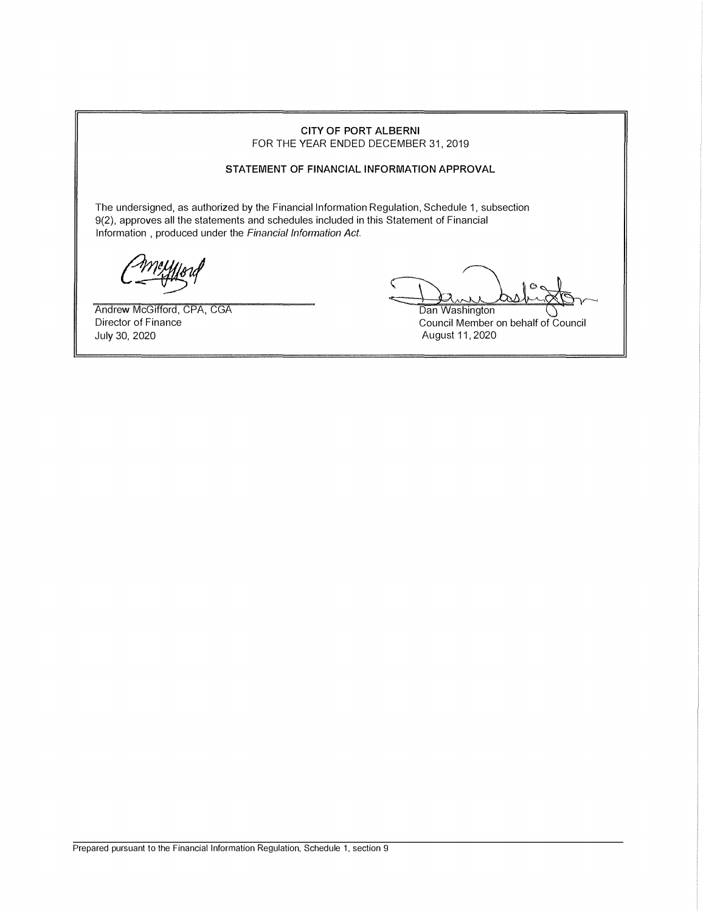**CITY OF PORT ALBERNI**
FOR THE YEAR ENDED DECEMBER 31, 2019

**STATEMENT OF FINANCIAL INFORMATION APPROVAL**

The undersigned, as authorized by the Financial Information Regulation, Schedule 1, subsection 9(2), approves all the statements and schedules included in this Statement of Financial Information , produced under the *Financial Information Act.*

| | |
|---|---|
| Andrew McGifford, CPA, CGA | Dan Washington |
| Director of Finance | Council Member on behalf of Council |
| July 30, 2020 | August 11, 2020 |

Prepared pursuant to the Financial Information Regulation, Schedule 1, section 9